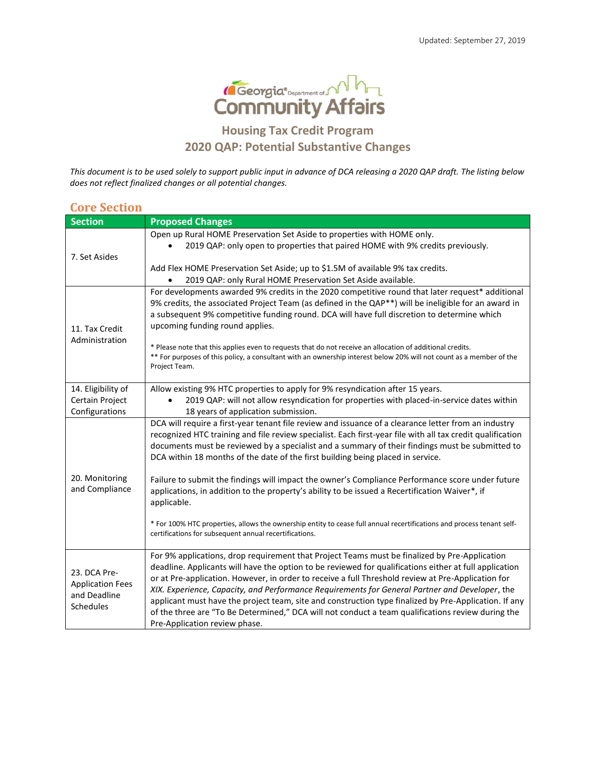Updated: September 27, 2019

Georgia Department of Community Affairs

## Housing Tax Credit Program
## 2020 QAP: Potential Substantive Changes

*This document is to be used solely to support public input in advance of DCA releasing a 2020 QAP draft. The listing below does not reflect finalized changes or all potential changes.*

### Core Section

| Section | Proposed Changes |
|---|---|
| 7. Set Asides | Open up Rural HOME Preservation Set Aside to properties with HOME only.<br>• 2019 QAP: only open to properties that paired HOME with 9% credits previously.<br><br>Add Flex HOME Preservation Set Aside; up to $1.5M of available 9% tax credits.<br>• 2019 QAP: only Rural HOME Preservation Set Aside available. |
| 11. Tax Credit Administration | For developments awarded 9% credits in the 2020 competitive round that later request* additional 9% credits, the associated Project Team (as defined in the QAP**) will be ineligible for an award in a subsequent 9% competitive funding round. DCA will have full discretion to determine which upcoming funding round applies.<br><br>* Please note that this applies even to requests that do not receive an allocation of additional credits.<br>** For purposes of this policy, a consultant with an ownership interest below 20% will not count as a member of the Project Team. |
| 14. Eligibility of Certain Project Configurations | Allow existing 9% HTC properties to apply for 9% resyndication after 15 years.<br>• 2019 QAP: will not allow resyndication for properties with placed-in-service dates within 18 years of application submission. |
| 20. Monitoring and Compliance | DCA will require a first-year tenant file review and issuance of a clearance letter from an industry recognized HTC training and file review specialist. Each first-year file with all tax credit qualification documents must be reviewed by a specialist and a summary of their findings must be submitted to DCA within 18 months of the date of the first building being placed in service.<br><br>Failure to submit the findings will impact the owner's Compliance Performance score under future applications, in addition to the property's ability to be issued a Recertification Waiver*, if applicable.<br><br>* For 100% HTC properties, allows the ownership entity to cease full annual recertifications and process tenant self-certifications for subsequent annual recertifications. |
| 23. DCA Pre-Application Fees and Deadline Schedules | For 9% applications, drop requirement that Project Teams must be finalized by Pre-Application deadline. Applicants will have the option to be reviewed for qualifications either at full application or at Pre-Application. However, in order to receive a full Threshold review at Pre-Application for *XIX. Experience, Capacity, and Performance Requirements for General Partner and Developer*, the applicant must have the project team, site and construction type finalized by Pre-Application. If any of the three are "To Be Determined," DCA will not conduct a team qualifications review during the Pre-Application review phase. |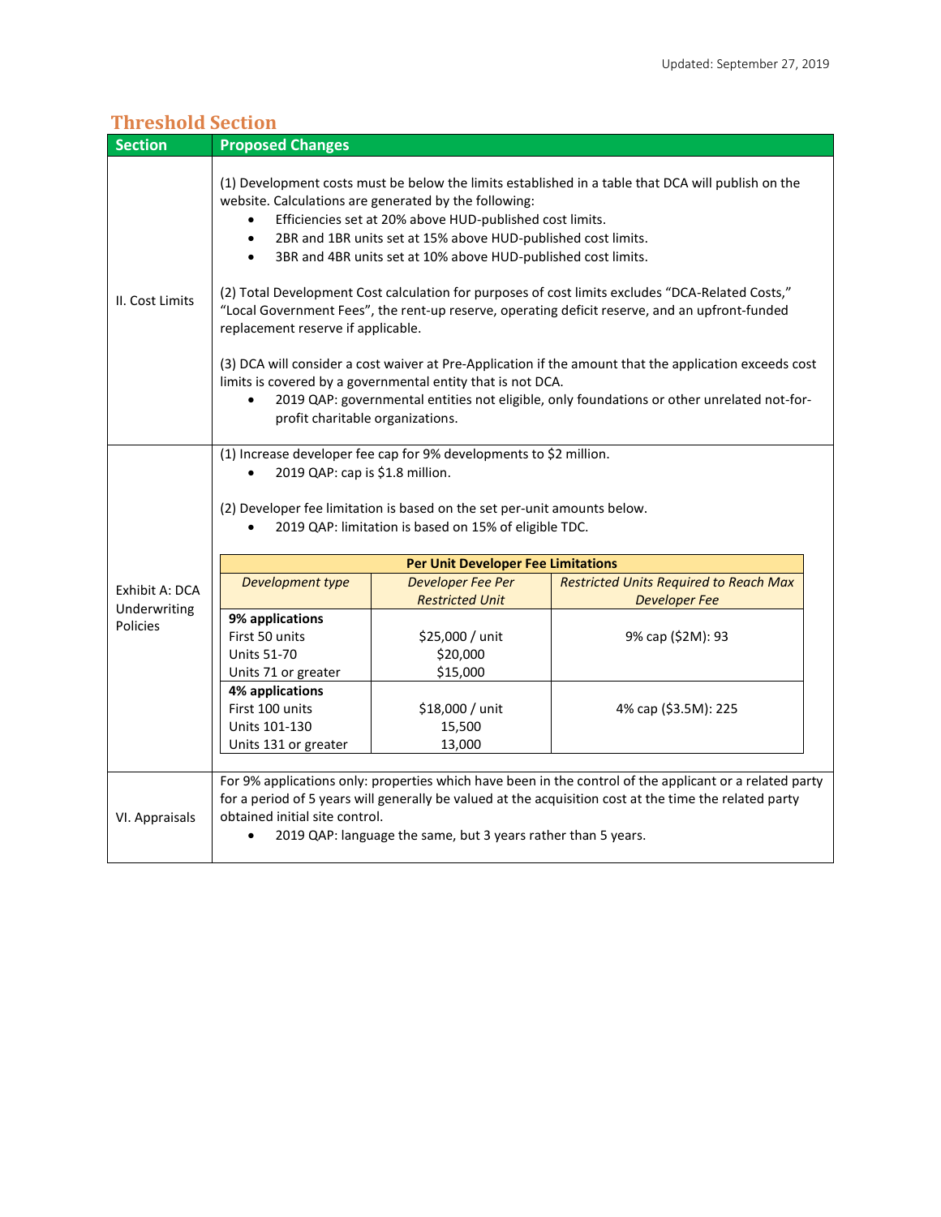## Threshold Section

| Section | Proposed Changes |
|---|---|
| II. Cost Limits | (1) Development costs must be below the limits established in a table that DCA will publish on the website. Calculations are generated by the following:<br>• Efficiencies set at 20% above HUD-published cost limits.<br>• 2BR and 1BR units set at 15% above HUD-published cost limits.<br>• 3BR and 4BR units set at 10% above HUD-published cost limits.<br><br>(2) Total Development Cost calculation for purposes of cost limits excludes "DCA-Related Costs," "Local Government Fees", the rent-up reserve, operating deficit reserve, and an upfront-funded replacement reserve if applicable.<br><br>(3) DCA will consider a cost waiver at Pre-Application if the amount that the application exceeds cost limits is covered by a governmental entity that is not DCA.<br>• 2019 QAP: governmental entities not eligible, only foundations or other unrelated not-for-profit charitable organizations. |
| Exhibit A: DCA Underwriting Policies | (1) Increase developer fee cap for 9% developments to $2 million.<br>• 2019 QAP: cap is $1.8 million.<br><br>(2) Developer fee limitation is based on the set per-unit amounts below.<br>• 2019 QAP: limitation is based on 15% of eligible TDC.<br><br>(see Per Unit Developer Fee Limitations table below) |
| VI. Appraisals | For 9% applications only: properties which have been in the control of the applicant or a related party for a period of 5 years will generally be valued at the acquisition cost at the time the related party obtained initial site control.<br>• 2019 QAP: language the same, but 3 years rather than 5 years. |

**Per Unit Developer Fee Limitations**

| *Development type* | *Developer Fee Per Restricted Unit* | *Restricted Units Required to Reach Max Developer Fee* |
|---|---|---|
| **9% applications**<br>First 50 units<br>Units 51-70<br>Units 71 or greater | <br>$25,000 / unit<br>$20,000<br>$15,000 | 9% cap ($2M): 93 |
| **4% applications**<br>First 100 units<br>Units 101-130<br>Units 131 or greater | <br>$18,000 / unit<br>15,500<br>13,000 | 4% cap ($3.5M): 225 |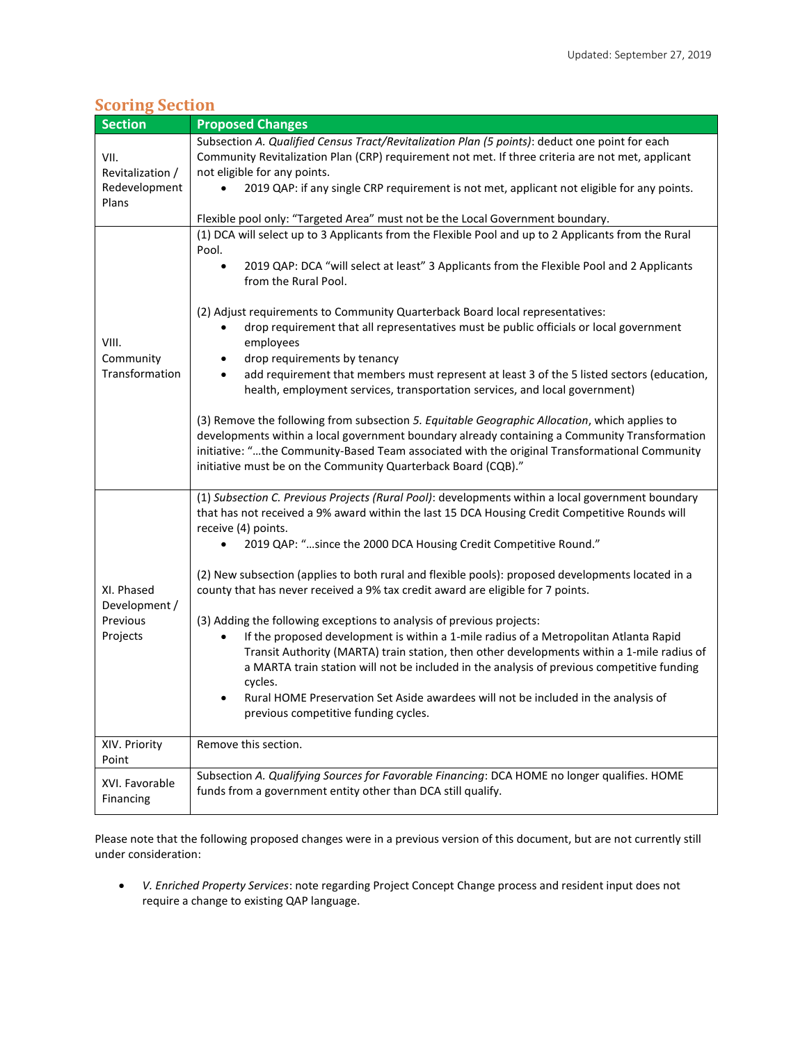## Scoring Section

| Section | Proposed Changes |
|---|---|
| VII. Revitalization / Redevelopment Plans | Subsection *A. Qualified Census Tract/Revitalization Plan (5 points)*: deduct one point for each Community Revitalization Plan (CRP) requirement not met. If three criteria are not met, applicant not eligible for any points.<br>• 2019 QAP: if any single CRP requirement is not met, applicant not eligible for any points.<br><br>Flexible pool only: "Targeted Area" must not be the Local Government boundary. |
| VIII. Community Transformation | (1) DCA will select up to 3 Applicants from the Flexible Pool and up to 2 Applicants from the Rural Pool.<br>• 2019 QAP: DCA "will select at least" 3 Applicants from the Flexible Pool and 2 Applicants from the Rural Pool.<br><br>(2) Adjust requirements to Community Quarterback Board local representatives:<br>• drop requirement that all representatives must be public officials or local government employees<br>• drop requirements by tenancy<br>• add requirement that members must represent at least 3 of the 5 listed sectors (education, health, employment services, transportation services, and local government)<br><br>(3) Remove the following from subsection *5. Equitable Geographic Allocation*, which applies to developments within a local government boundary already containing a Community Transformation initiative: "…the Community-Based Team associated with the original Transformational Community initiative must be on the Community Quarterback Board (CQB)." |
| XI. Phased Development / Previous Projects | (1) *Subsection C. Previous Projects (Rural Pool)*: developments within a local government boundary that has not received a 9% award within the last 15 DCA Housing Credit Competitive Rounds will receive (4) points.<br>• 2019 QAP: "…since the 2000 DCA Housing Credit Competitive Round."<br><br>(2) New subsection (applies to both rural and flexible pools): proposed developments located in a county that has never received a 9% tax credit award are eligible for 7 points.<br><br>(3) Adding the following exceptions to analysis of previous projects:<br>• If the proposed development is within a 1-mile radius of a Metropolitan Atlanta Rapid Transit Authority (MARTA) train station, then other developments within a 1-mile radius of a MARTA train station will not be included in the analysis of previous competitive funding cycles.<br>• Rural HOME Preservation Set Aside awardees will not be included in the analysis of previous competitive funding cycles. |
| XIV. Priority Point | Remove this section. |
| XVI. Favorable Financing | Subsection *A. Qualifying Sources for Favorable Financing*: DCA HOME no longer qualifies. HOME funds from a government entity other than DCA still qualify. |

Please note that the following proposed changes were in a previous version of this document, but are not currently still under consideration:

- *V. Enriched Property Services*: note regarding Project Concept Change process and resident input does not require a change to existing QAP language.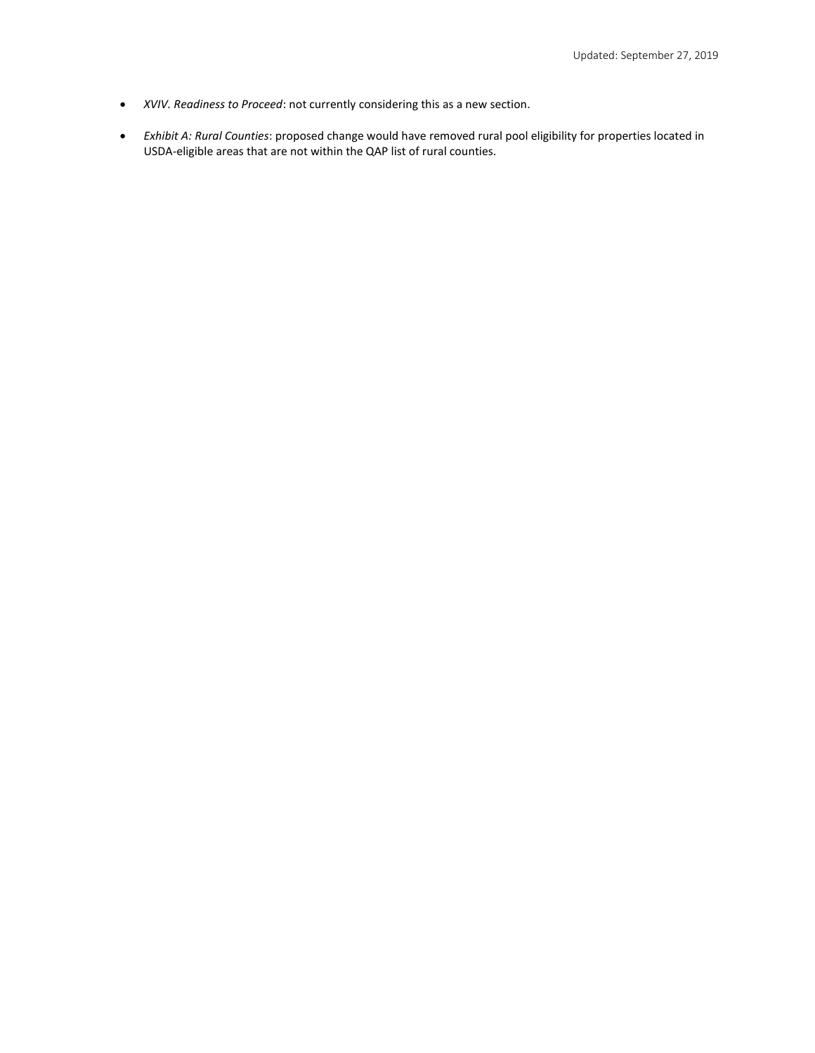- *XVIV. Readiness to Proceed*: not currently considering this as a new section.

- *Exhibit A: Rural Counties*: proposed change would have removed rural pool eligibility for properties located in USDA-eligible areas that are not within the QAP list of rural counties.